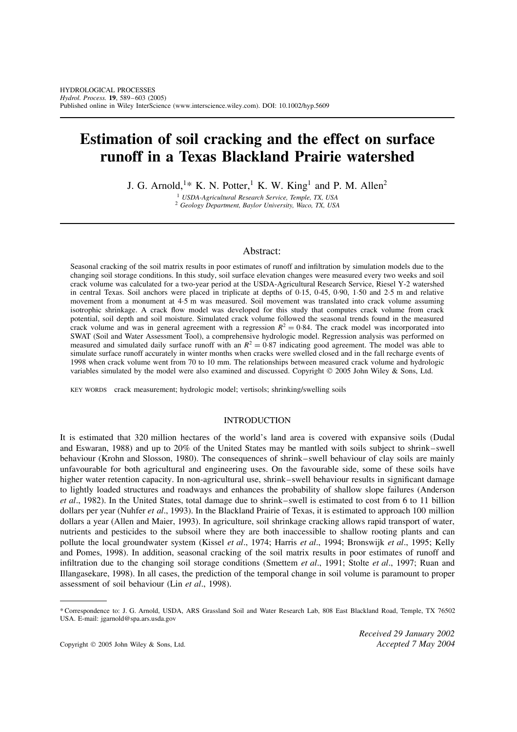# Estimation of soil cracking and the effect on surface runoff in a Texas Blackland Prairie watershed

J. G. Arnold,[1]* K. N. Potter,[1] K. W. King[1] and P. M. Allen[2]

[1] *USDA-Agricultural Research Service, Temple, TX, USA*
[2] *Geology Department, Baylor University, Waco, TX, USA*

## Abstract:

Seasonal cracking of the soil matrix results in poor estimates of runoff and infiltration by simulation models due to the changing soil storage conditions. In this study, soil surface elevation changes were measured every two weeks and soil crack volume was calculated for a two-year period at the USDA-Agricultural Research Service, Riesel Y-2 watershed in central Texas. Soil anchors were placed in triplicate at depths of 0·15, 0·45, 0·90, 1·50 and 2·5 m and relative movement from a monument at 4·5 m was measured. Soil movement was translated into crack volume assuming isotrophic shrinkage. A crack flow model was developed for this study that computes crack volume from crack potential, soil depth and soil moisture. Simulated crack volume followed the seasonal trends found in the measured crack volume and was in general agreement with a regression $R^2 = 0·84$. The crack model was incorporated into SWAT (Soil and Water Assessment Tool), a comprehensive hydrologic model. Regression analysis was performed on measured and simulated daily surface runoff with an $R^2 = 0·87$ indicating good agreement. The model was able to simulate surface runoff accurately in winter months when cracks were swelled closed and in the fall recharge events of 1998 when crack volume went from 70 to 10 mm. The relationships between measured crack volume and hydrologic variables simulated by the model were also examined and discussed. Copyright © 2005 John Wiley & Sons, Ltd.

KEY WORDS crack measurement; hydrologic model; vertisols; shrinking/swelling soils

## INTRODUCTION

It is estimated that 320 million hectares of the world's land area is covered with expansive soils (Dudal and Eswaran, 1988) and up to 20% of the United States may be mantled with soils subject to shrink–swell behaviour (Krohn and Slosson, 1980). The consequences of shrink–swell behaviour of clay soils are mainly unfavourable for both agricultural and engineering uses. On the favourable side, some of these soils have higher water retention capacity. In non-agricultural use, shrink–swell behaviour results in significant damage to lightly loaded structures and roadways and enhances the probability of shallow slope failures (Anderson *et al*., 1982). In the United States, total damage due to shrink–swell is estimated to cost from 6 to 11 billion dollars per year (Nuhfer *et al*., 1993). In the Blackland Prairie of Texas, it is estimated to approach 100 million dollars a year (Allen and Maier, 1993). In agriculture, soil shrinkage cracking allows rapid transport of water, nutrients and pesticides to the subsoil where they are both inaccessible to shallow rooting plants and can pollute the local groundwater system (Kissel *et al*., 1974; Harris *et al*., 1994; Bronswijk *et al*., 1995; Kelly and Pomes, 1998). In addition, seasonal cracking of the soil matrix results in poor estimates of runoff and infiltration due to the changing soil storage conditions (Smettem *et al*., 1991; Stolte *et al*., 1997; Ruan and Illangasekare, 1998). In all cases, the prediction of the temporal change in soil volume is paramount to proper assessment of soil behaviour (Lin *et al*., 1998).

---

* Correspondence to: J. G. Arnold, USDA, ARS Grassland Soil and Water Research Lab, 808 East Blackland Road, Temple, TX 76502 USA. E-mail: jgarnold@spa.ars.usda.gov

*Received 29 January 2002*
*Accepted 7 May 2004*

Copyright © 2005 John Wiley & Sons, Ltd.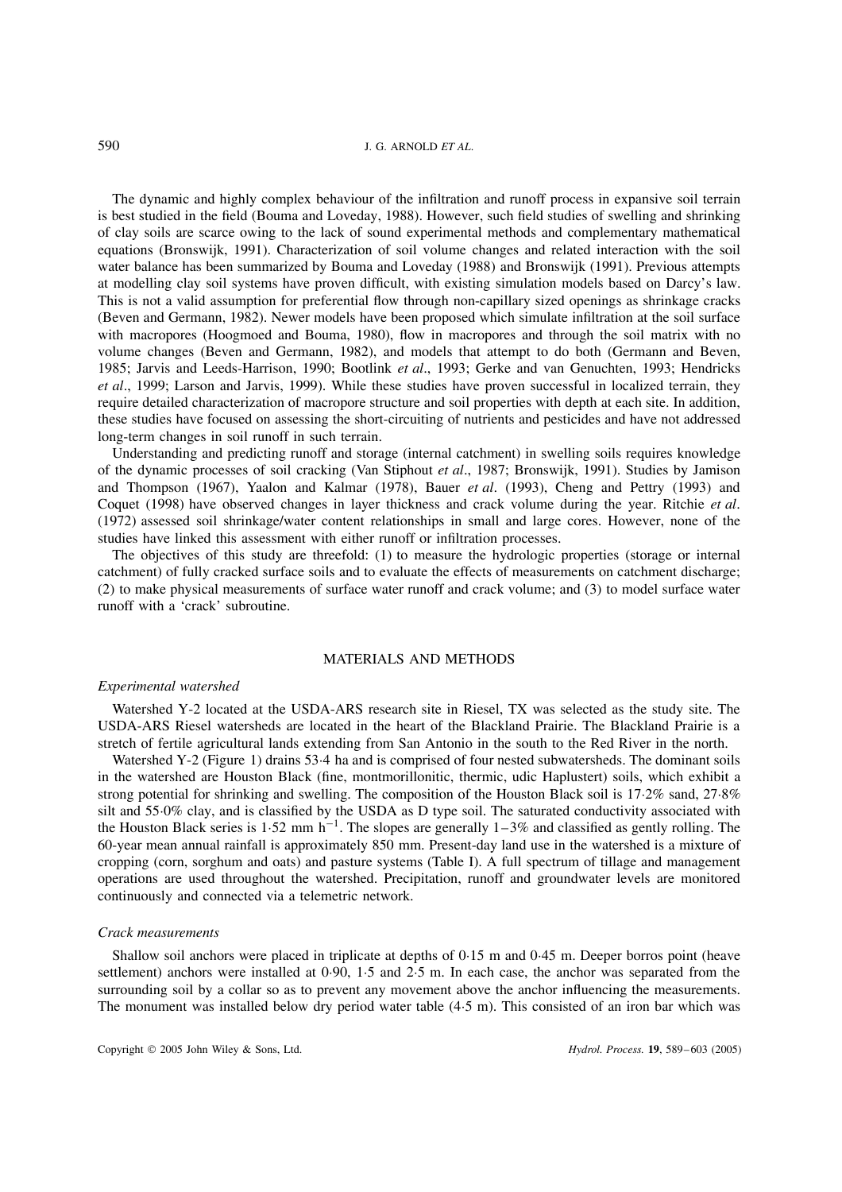The dynamic and highly complex behaviour of the infiltration and runoff process in expansive soil terrain is best studied in the field (Bouma and Loveday, 1988). However, such field studies of swelling and shrinking of clay soils are scarce owing to the lack of sound experimental methods and complementary mathematical equations (Bronswijk, 1991). Characterization of soil volume changes and related interaction with the soil water balance has been summarized by Bouma and Loveday (1988) and Bronswijk (1991). Previous attempts at modelling clay soil systems have proven difficult, with existing simulation models based on Darcy's law. This is not a valid assumption for preferential flow through non-capillary sized openings as shrinkage cracks (Beven and Germann, 1982). Newer models have been proposed which simulate infiltration at the soil surface with macropores (Hoogmoed and Bouma, 1980), flow in macropores and through the soil matrix with no volume changes (Beven and Germann, 1982), and models that attempt to do both (Germann and Beven, 1985; Jarvis and Leeds-Harrison, 1990; Bootlink *et al*., 1993; Gerke and van Genuchten, 1993; Hendricks *et al*., 1999; Larson and Jarvis, 1999). While these studies have proven successful in localized terrain, they require detailed characterization of macropore structure and soil properties with depth at each site. In addition, these studies have focused on assessing the short-circuiting of nutrients and pesticides and have not addressed long-term changes in soil runoff in such terrain.

Understanding and predicting runoff and storage (internal catchment) in swelling soils requires knowledge of the dynamic processes of soil cracking (Van Stiphout *et al*., 1987; Bronswijk, 1991). Studies by Jamison and Thompson (1967), Yaalon and Kalmar (1978), Bauer *et al*. (1993), Cheng and Pettry (1993) and Coquet (1998) have observed changes in layer thickness and crack volume during the year. Ritchie *et al*. (1972) assessed soil shrinkage/water content relationships in small and large cores. However, none of the studies have linked this assessment with either runoff or infiltration processes.

The objectives of this study are threefold: (1) to measure the hydrologic properties (storage or internal catchment) of fully cracked surface soils and to evaluate the effects of measurements on catchment discharge; (2) to make physical measurements of surface water runoff and crack volume; and (3) to model surface water runoff with a 'crack' subroutine.

## MATERIALS AND METHODS

### *Experimental watershed*

Watershed Y-2 located at the USDA-ARS research site in Riesel, TX was selected as the study site. The USDA-ARS Riesel watersheds are located in the heart of the Blackland Prairie. The Blackland Prairie is a stretch of fertile agricultural lands extending from San Antonio in the south to the Red River in the north.

Watershed Y-2 (Figure 1) drains 53·4 ha and is comprised of four nested subwatersheds. The dominant soils in the watershed are Houston Black (fine, montmorillonitic, thermic, udic Haplustert) soils, which exhibit a strong potential for shrinking and swelling. The composition of the Houston Black soil is 17·2% sand, 27·8% silt and 55·0% clay, and is classified by the USDA as D type soil. The saturated conductivity associated with the Houston Black series is 1·52 mm $h^{-1}$. The slopes are generally 1–3% and classified as gently rolling. The 60-year mean annual rainfall is approximately 850 mm. Present-day land use in the watershed is a mixture of cropping (corn, sorghum and oats) and pasture systems (Table I). A full spectrum of tillage and management operations are used throughout the watershed. Precipitation, runoff and groundwater levels are monitored continuously and connected via a telemetric network.

### *Crack measurements*

Shallow soil anchors were placed in triplicate at depths of 0·15 m and 0·45 m. Deeper borros point (heave settlement) anchors were installed at 0·90, 1·5 and 2·5 m. In each case, the anchor was separated from the surrounding soil by a collar so as to prevent any movement above the anchor influencing the measurements. The monument was installed below dry period water table (4·5 m). This consisted of an iron bar which was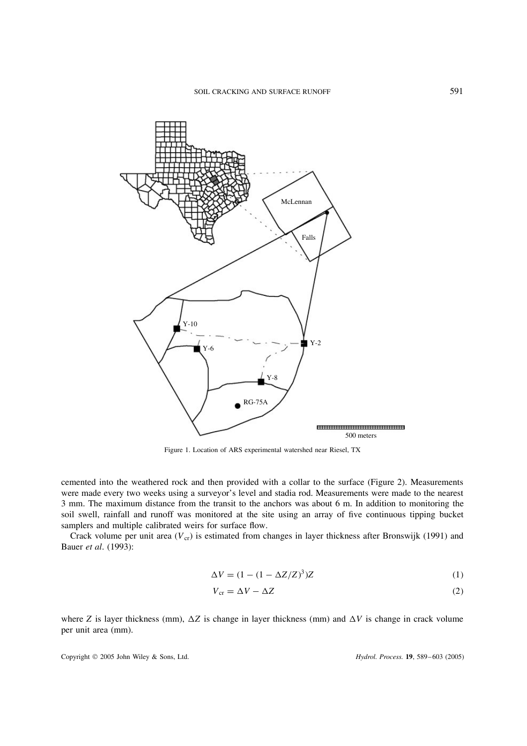Figure 1. Location of ARS experimental watershed near Riesel, TX

cemented into the weathered rock and then provided with a collar to the surface (Figure 2). Measurements were made every two weeks using a surveyor's level and stadia rod. Measurements were made to the nearest 3 mm. The maximum distance from the transit to the anchors was about 6 m. In addition to monitoring the soil swell, rainfall and runoff was monitored at the site using an array of five continuous tipping bucket samplers and multiple calibrated weirs for surface flow.

Crack volume per unit area ($V_{cr}$) is estimated from changes in layer thickness after Bronswijk (1991) and Bauer *et al*. (1993):

$$\Delta V = (1 - (1 - \Delta Z/Z)^3)Z \tag{1}$$

$$V_{cr} = \Delta V - \Delta Z \tag{2}$$

where $Z$ is layer thickness (mm), $\Delta Z$ is change in layer thickness (mm) and $\Delta V$ is change in crack volume per unit area (mm).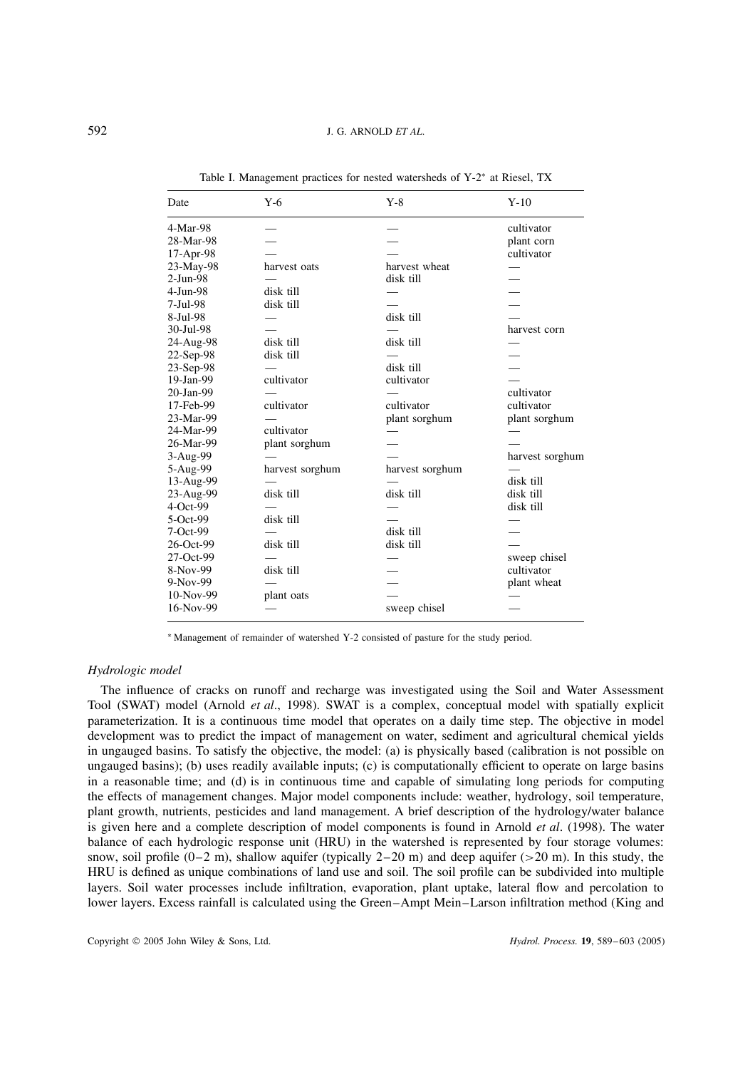Table I. Management practices for nested watersheds of Y-2* at Riesel, TX

| Date | Y-6 | Y-8 | Y-10 |
|---|---|---|---|
| 4-Mar-98 | — | — | cultivator |
| 28-Mar-98 | — | — | plant corn |
| 17-Apr-98 | — | — | cultivator |
| 23-May-98 | harvest oats | harvest wheat | — |
| 2-Jun-98 | — | disk till | — |
| 4-Jun-98 | disk till | — | — |
| 7-Jul-98 | disk till | — | — |
| 8-Jul-98 | — | disk till | — |
| 30-Jul-98 | — | — | harvest corn |
| 24-Aug-98 | disk till | disk till | — |
| 22-Sep-98 | disk till | — | — |
| 23-Sep-98 | — | disk till | — |
| 19-Jan-99 | cultivator | cultivator | — |
| 20-Jan-99 | — | — | cultivator |
| 17-Feb-99 | cultivator | cultivator | cultivator |
| 23-Mar-99 | — | plant sorghum | plant sorghum |
| 24-Mar-99 | cultivator | — | — |
| 26-Mar-99 | plant sorghum | — | — |
| 3-Aug-99 | — | — | harvest sorghum |
| 5-Aug-99 | harvest sorghum | harvest sorghum | — |
| 13-Aug-99 | — | — | disk till |
| 23-Aug-99 | disk till | disk till | disk till |
| 4-Oct-99 | — | — | disk till |
| 5-Oct-99 | disk till | — | — |
| 7-Oct-99 | — | disk till | — |
| 26-Oct-99 | disk till | disk till | — |
| 27-Oct-99 | — | — | sweep chisel |
| 8-Nov-99 | disk till | — | cultivator |
| 9-Nov-99 | — | — | plant wheat |
| 10-Nov-99 | plant oats | — | — |
| 16-Nov-99 | — | sweep chisel | — |

* Management of remainder of watershed Y-2 consisted of pasture for the study period.

### *Hydrologic model*

The influence of cracks on runoff and recharge was investigated using the Soil and Water Assessment Tool (SWAT) model (Arnold *et al*., 1998). SWAT is a complex, conceptual model with spatially explicit parameterization. It is a continuous time model that operates on a daily time step. The objective in model development was to predict the impact of management on water, sediment and agricultural chemical yields in ungauged basins. To satisfy the objective, the model: (a) is physically based (calibration is not possible on ungauged basins); (b) uses readily available inputs; (c) is computationally efficient to operate on large basins in a reasonable time; and (d) is in continuous time and capable of simulating long periods for computing the effects of management changes. Major model components include: weather, hydrology, soil temperature, plant growth, nutrients, pesticides and land management. A brief description of the hydrology/water balance is given here and a complete description of model components is found in Arnold *et al*. (1998). The water balance of each hydrologic response unit (HRU) in the watershed is represented by four storage volumes: snow, soil profile (0–2 m), shallow aquifer (typically 2–20 m) and deep aquifer (>20 m). In this study, the HRU is defined as unique combinations of land use and soil. The soil profile can be subdivided into multiple layers. Soil water processes include infiltration, evaporation, plant uptake, lateral flow and percolation to lower layers. Excess rainfall is calculated using the Green–Ampt Mein–Larson infiltration method (King and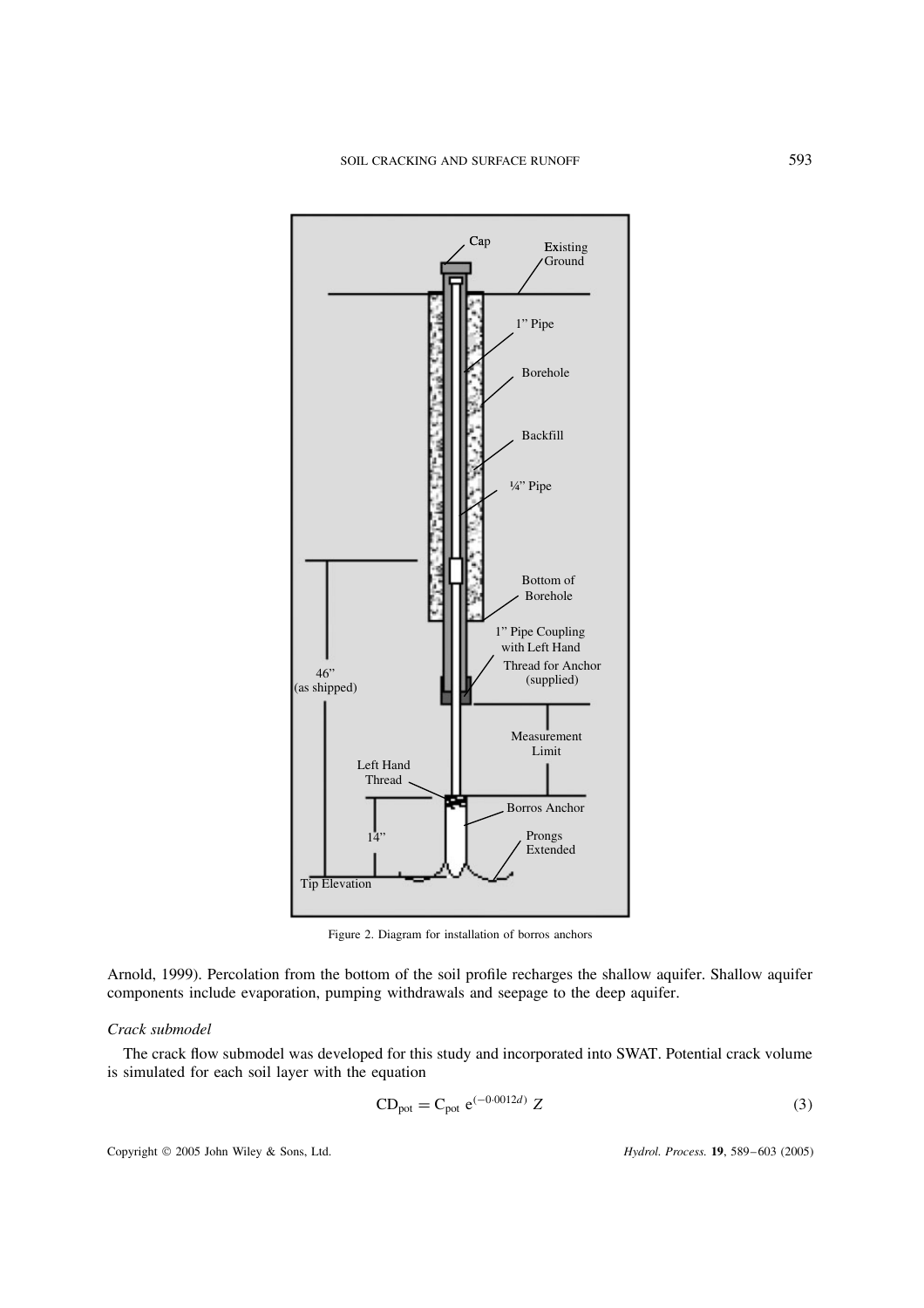Figure 2. Diagram for installation of borros anchors

Arnold, 1999). Percolation from the bottom of the soil profile recharges the shallow aquifer. Shallow aquifer components include evaporation, pumping withdrawals and seepage to the deep aquifer.

*Crack submodel*

The crack flow submodel was developed for this study and incorporated into SWAT. Potential crack volume is simulated for each soil layer with the equation

$$CD_{pot} = C_{pot}\, e^{(-0.0012d)}\, Z \tag{3}$$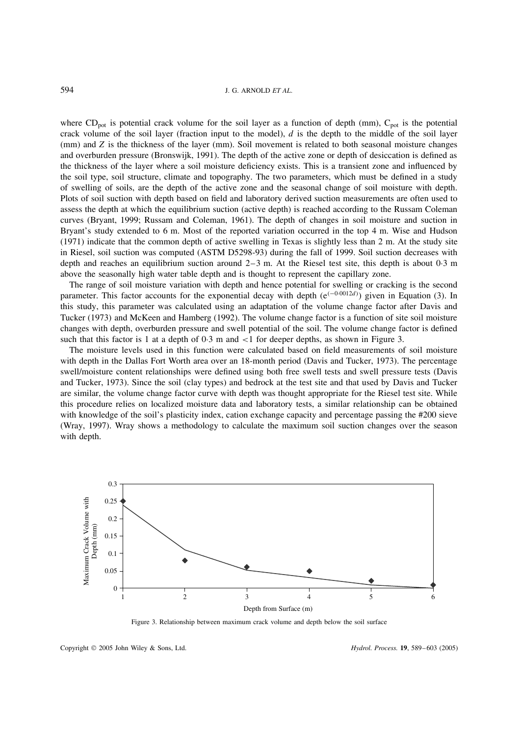where $CD_{pot}$ is potential crack volume for the soil layer as a function of depth (mm), $C_{pot}$ is the potential crack volume of the soil layer (fraction input to the model), $d$ is the depth to the middle of the soil layer (mm) and $Z$ is the thickness of the layer (mm). Soil movement is related to both seasonal moisture changes and overburden pressure (Bronswijk, 1991). The depth of the active zone or depth of desiccation is defined as the thickness of the layer where a soil moisture deficiency exists. This is a transient zone and influenced by the soil type, soil structure, climate and topography. The two parameters, which must be defined in a study of swelling of soils, are the depth of the active zone and the seasonal change of soil moisture with depth. Plots of soil suction with depth based on field and laboratory derived suction measurements are often used to assess the depth at which the equilibrium suction (active depth) is reached according to the Russam Coleman curves (Bryant, 1999; Russam and Coleman, 1961). The depth of changes in soil moisture and suction in Bryant's study extended to 6 m. Most of the reported variation occurred in the top 4 m. Wise and Hudson (1971) indicate that the common depth of active swelling in Texas is slightly less than 2 m. At the study site in Riesel, soil suction was computed (ASTM D5298-93) during the fall of 1999. Soil suction decreases with depth and reaches an equilibrium suction around 2–3 m. At the Riesel test site, this depth is about 0·3 m above the seasonally high water table depth and is thought to represent the capillary zone.

The range of soil moisture variation with depth and hence potential for swelling or cracking is the second parameter. This factor accounts for the exponential decay with depth ($e^{(-0.0012d)}$) given in Equation (3). In this study, this parameter was calculated using an adaptation of the volume change factor after Davis and Tucker (1973) and McKeen and Hamberg (1992). The volume change factor is a function of site soil moisture changes with depth, overburden pressure and swell potential of the soil. The volume change factor is defined such that this factor is 1 at a depth of 0·3 m and <1 for deeper depths, as shown in Figure 3.

The moisture levels used in this function were calculated based on field measurements of soil moisture with depth in the Dallas Fort Worth area over an 18-month period (Davis and Tucker, 1973). The percentage swell/moisture content relationships were defined using both free swell tests and swell pressure tests (Davis and Tucker, 1973). Since the soil (clay types) and bedrock at the test site and that used by Davis and Tucker are similar, the volume change factor curve with depth was thought appropriate for the Riesel test site. While this procedure relies on localized moisture data and laboratory tests, a similar relationship can be obtained with knowledge of the soil's plasticity index, cation exchange capacity and percentage passing the #200 sieve (Wray, 1997). Wray shows a methodology to calculate the maximum soil suction changes over the season with depth.

Figure 3. Relationship between maximum crack volume and depth below the soil surface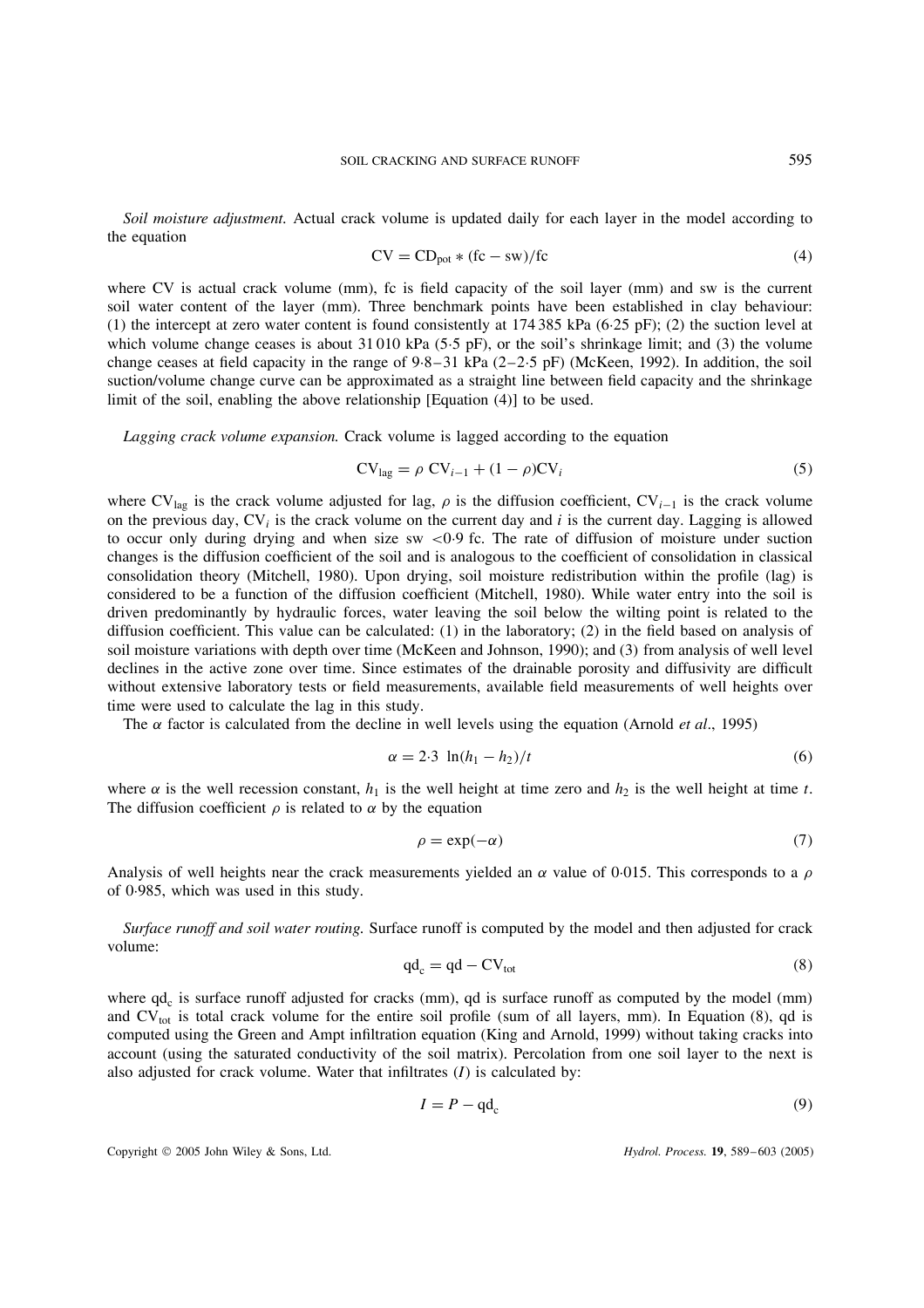*Soil moisture adjustment.* Actual crack volume is updated daily for each layer in the model according to the equation

$$\text{CV} = \text{CD}_{\text{pot}} * (\text{fc} - \text{sw})/\text{fc} \tag{4}$$

where CV is actual crack volume (mm), fc is field capacity of the soil layer (mm) and sw is the current soil water content of the layer (mm). Three benchmark points have been established in clay behaviour: (1) the intercept at zero water content is found consistently at 174 385 kPa (6·25 pF); (2) the suction level at which volume change ceases is about 31 010 kPa (5·5 pF), or the soil's shrinkage limit; and (3) the volume change ceases at field capacity in the range of 9·8–31 kPa (2–2·5 pF) (McKeen, 1992). In addition, the soil suction/volume change curve can be approximated as a straight line between field capacity and the shrinkage limit of the soil, enabling the above relationship [Equation (4)] to be used.

*Lagging crack volume expansion.* Crack volume is lagged according to the equation

$$\text{CV}_{\text{lag}} = \rho \ \text{CV}_{i-1} + (1 - \rho)\text{CV}_i \tag{5}$$

where $\text{CV}_{\text{lag}}$ is the crack volume adjusted for lag, $\rho$ is the diffusion coefficient, $\text{CV}_{i-1}$ is the crack volume on the previous day, $\text{CV}_i$ is the crack volume on the current day and $i$ is the current day. Lagging is allowed to occur only during drying and when size sw $<0{\cdot}9$ fc. The rate of diffusion of moisture under suction changes is the diffusion coefficient of the soil and is analogous to the coefficient of consolidation in classical consolidation theory (Mitchell, 1980). Upon drying, soil moisture redistribution within the profile (lag) is considered to be a function of the diffusion coefficient (Mitchell, 1980). While water entry into the soil is driven predominantly by hydraulic forces, water leaving the soil below the wilting point is related to the diffusion coefficient. This value can be calculated: (1) in the laboratory; (2) in the field based on analysis of soil moisture variations with depth over time (McKeen and Johnson, 1990); and (3) from analysis of well level declines in the active zone over time. Since estimates of the drainable porosity and diffusivity are difficult without extensive laboratory tests or field measurements, available field measurements of well heights over time were used to calculate the lag in this study.

The $\alpha$ factor is calculated from the decline in well levels using the equation (Arnold *et al*., 1995)

$$\alpha = 2{\cdot}3 \ \ln(h_1 - h_2)/t \tag{6}$$

where $\alpha$ is the well recession constant, $h_1$ is the well height at time zero and $h_2$ is the well height at time $t$. The diffusion coefficient $\rho$ is related to $\alpha$ by the equation

$$\rho = \exp(-\alpha) \tag{7}$$

Analysis of well heights near the crack measurements yielded an $\alpha$ value of 0·015. This corresponds to a $\rho$ of 0·985, which was used in this study.

*Surface runoff and soil water routing.* Surface runoff is computed by the model and then adjusted for crack volume:

$$\text{qd}_{\text{c}} = \text{qd} - \text{CV}_{\text{tot}} \tag{8}$$

where $\text{qd}_{\text{c}}$ is surface runoff adjusted for cracks (mm), qd is surface runoff as computed by the model (mm) and $\text{CV}_{\text{tot}}$ is total crack volume for the entire soil profile (sum of all layers, mm). In Equation (8), qd is computed using the Green and Ampt infiltration equation (King and Arnold, 1999) without taking cracks into account (using the saturated conductivity of the soil matrix). Percolation from one soil layer to the next is also adjusted for crack volume. Water that infiltrates ($I$) is calculated by:

$$I = P - \text{qd}_{\text{c}} \tag{9}$$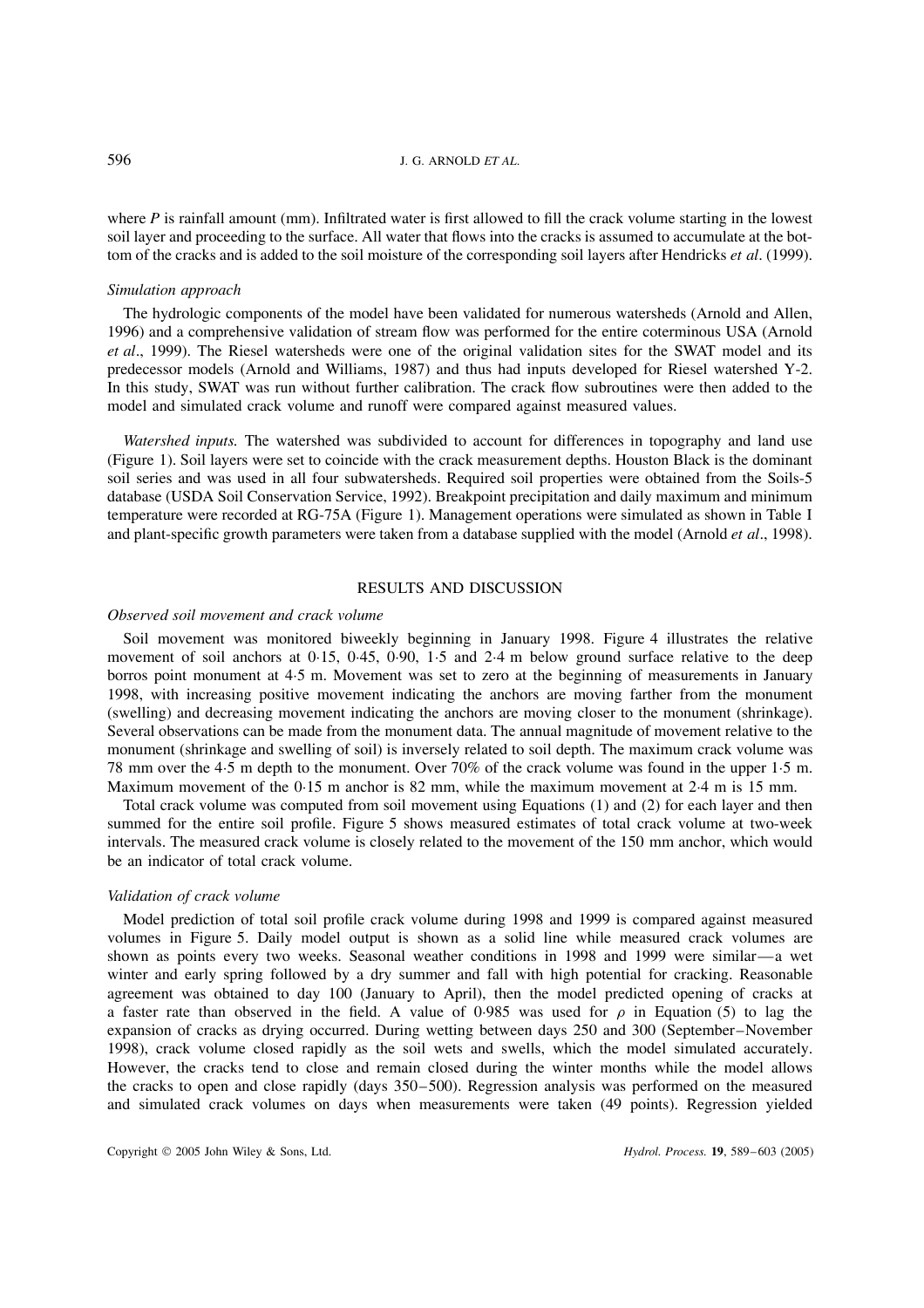where $P$ is rainfall amount (mm). Infiltrated water is first allowed to fill the crack volume starting in the lowest soil layer and proceeding to the surface. All water that flows into the cracks is assumed to accumulate at the bottom of the cracks and is added to the soil moisture of the corresponding soil layers after Hendricks *et al*. (1999).

### *Simulation approach*

The hydrologic components of the model have been validated for numerous watersheds (Arnold and Allen, 1996) and a comprehensive validation of stream flow was performed for the entire coterminous USA (Arnold *et al*., 1999). The Riesel watersheds were one of the original validation sites for the SWAT model and its predecessor models (Arnold and Williams, 1987) and thus had inputs developed for Riesel watershed Y-2. In this study, SWAT was run without further calibration. The crack flow subroutines were then added to the model and simulated crack volume and runoff were compared against measured values.

*Watershed inputs.* The watershed was subdivided to account for differences in topography and land use (Figure 1). Soil layers were set to coincide with the crack measurement depths. Houston Black is the dominant soil series and was used in all four subwatersheds. Required soil properties were obtained from the Soils-5 database (USDA Soil Conservation Service, 1992). Breakpoint precipitation and daily maximum and minimum temperature were recorded at RG-75A (Figure 1). Management operations were simulated as shown in Table I and plant-specific growth parameters were taken from a database supplied with the model (Arnold *et al*., 1998).

## RESULTS AND DISCUSSION

### *Observed soil movement and crack volume*

Soil movement was monitored biweekly beginning in January 1998. Figure 4 illustrates the relative movement of soil anchors at 0·15, 0·45, 0·90, 1·5 and 2·4 m below ground surface relative to the deep borros point monument at 4·5 m. Movement was set to zero at the beginning of measurements in January 1998, with increasing positive movement indicating the anchors are moving farther from the monument (swelling) and decreasing movement indicating the anchors are moving closer to the monument (shrinkage). Several observations can be made from the monument data. The annual magnitude of movement relative to the monument (shrinkage and swelling of soil) is inversely related to soil depth. The maximum crack volume was 78 mm over the 4·5 m depth to the monument. Over 70% of the crack volume was found in the upper 1·5 m. Maximum movement of the 0·15 m anchor is 82 mm, while the maximum movement at 2·4 m is 15 mm.

Total crack volume was computed from soil movement using Equations (1) and (2) for each layer and then summed for the entire soil profile. Figure 5 shows measured estimates of total crack volume at two-week intervals. The measured crack volume is closely related to the movement of the 150 mm anchor, which would be an indicator of total crack volume.

### *Validation of crack volume*

Model prediction of total soil profile crack volume during 1998 and 1999 is compared against measured volumes in Figure 5. Daily model output is shown as a solid line while measured crack volumes are shown as points every two weeks. Seasonal weather conditions in 1998 and 1999 were similar—a wet winter and early spring followed by a dry summer and fall with high potential for cracking. Reasonable agreement was obtained to day 100 (January to April), then the model predicted opening of cracks at a faster rate than observed in the field. A value of 0·985 was used for $\rho$ in Equation (5) to lag the expansion of cracks as drying occurred. During wetting between days 250 and 300 (September–November 1998), crack volume closed rapidly as the soil wets and swells, which the model simulated accurately. However, the cracks tend to close and remain closed during the winter months while the model allows the cracks to open and close rapidly (days 350–500). Regression analysis was performed on the measured and simulated crack volumes on days when measurements were taken (49 points). Regression yielded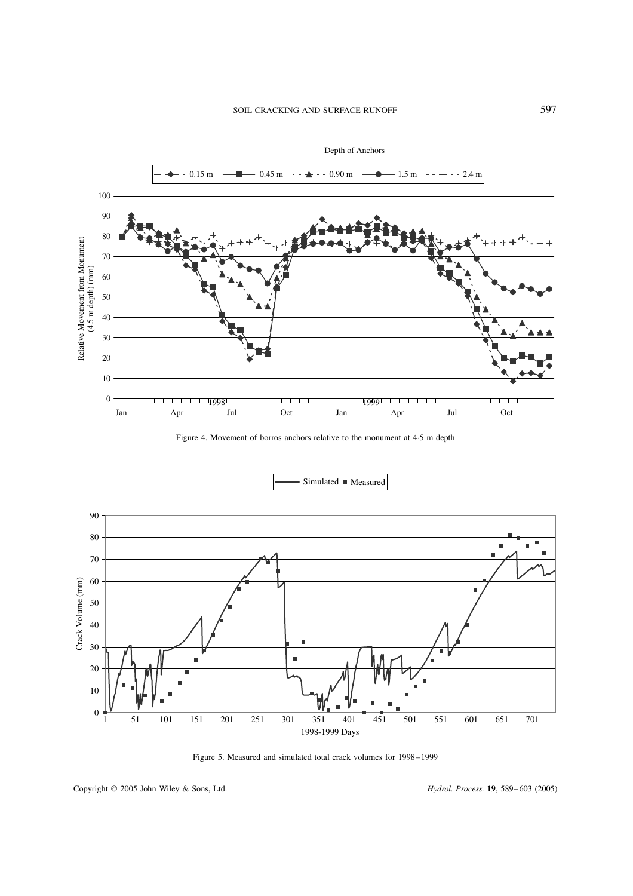Figure 4. Movement of borros anchors relative to the monument at 4·5 m depth

Figure 5. Measured and simulated total crack volumes for 1998–1999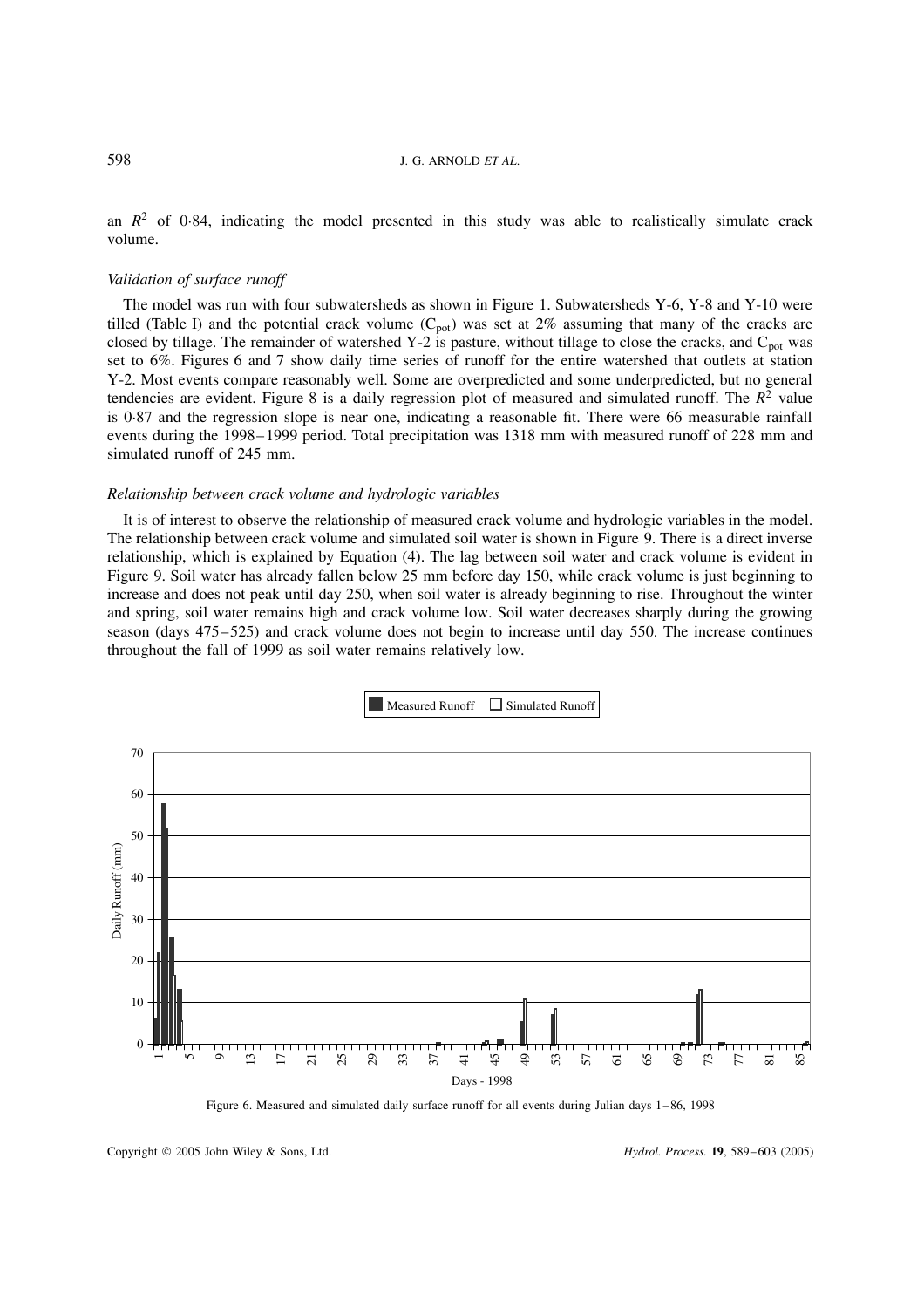an $R^2$ of 0·84, indicating the model presented in this study was able to realistically simulate crack volume.

### *Validation of surface runoff*

The model was run with four subwatersheds as shown in Figure 1. Subwatersheds Y-6, Y-8 and Y-10 were tilled (Table I) and the potential crack volume ($C_{pot}$) was set at 2% assuming that many of the cracks are closed by tillage. The remainder of watershed Y-2 is pasture, without tillage to close the cracks, and $C_{pot}$ was set to 6%. Figures 6 and 7 show daily time series of runoff for the entire watershed that outlets at station Y-2. Most events compare reasonably well. Some are overpredicted and some underpredicted, but no general tendencies are evident. Figure 8 is a daily regression plot of measured and simulated runoff. The $R^2$ value is 0·87 and the regression slope is near one, indicating a reasonable fit. There were 66 measurable rainfall events during the 1998–1999 period. Total precipitation was 1318 mm with measured runoff of 228 mm and simulated runoff of 245 mm.

### *Relationship between crack volume and hydrologic variables*

It is of interest to observe the relationship of measured crack volume and hydrologic variables in the model. The relationship between crack volume and simulated soil water is shown in Figure 9. There is a direct inverse relationship, which is explained by Equation (4). The lag between soil water and crack volume is evident in Figure 9. Soil water has already fallen below 25 mm before day 150, while crack volume is just beginning to increase and does not peak until day 250, when soil water is already beginning to rise. Throughout the winter and spring, soil water remains high and crack volume low. Soil water decreases sharply during the growing season (days 475–525) and crack volume does not begin to increase until day 550. The increase continues throughout the fall of 1999 as soil water remains relatively low.

Figure 6. Measured and simulated daily surface runoff for all events during Julian days 1–86, 1998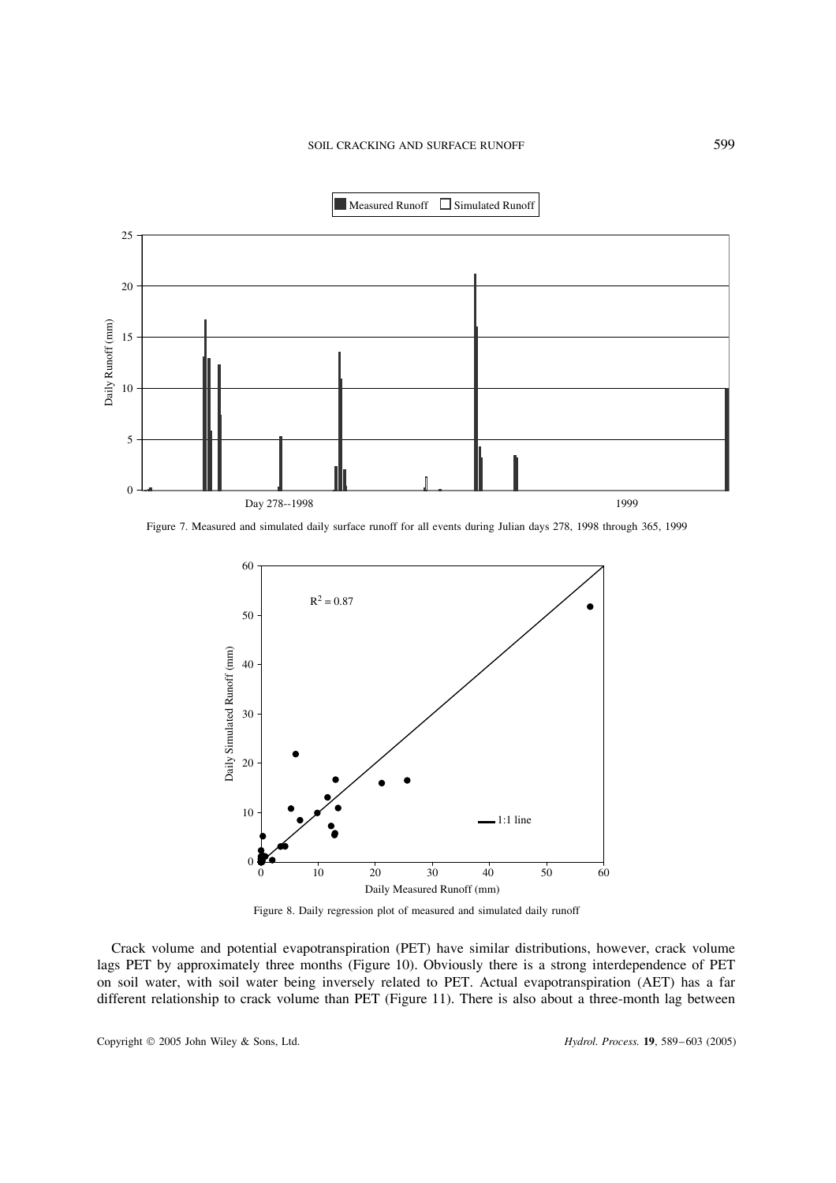Figure 7. Measured and simulated daily surface runoff for all events during Julian days 278, 1998 through 365, 1999

Figure 8. Daily regression plot of measured and simulated daily runoff

Crack volume and potential evapotranspiration (PET) have similar distributions, however, crack volume lags PET by approximately three months (Figure 10). Obviously there is a strong interdependence of PET on soil water, with soil water being inversely related to PET. Actual evapotranspiration (AET) has a far different relationship to crack volume than PET (Figure 11). There is also about a three-month lag between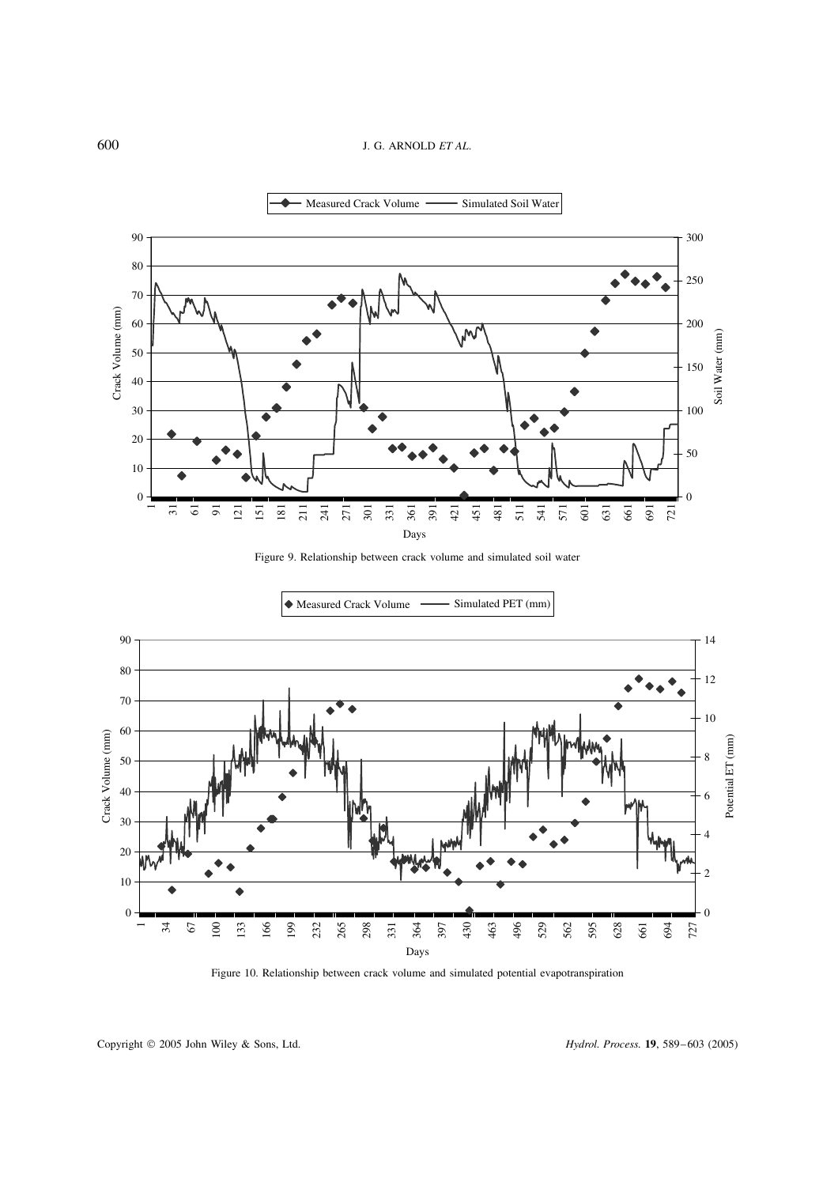Figure 9. Relationship between crack volume and simulated soil water

Figure 10. Relationship between crack volume and simulated potential evapotranspiration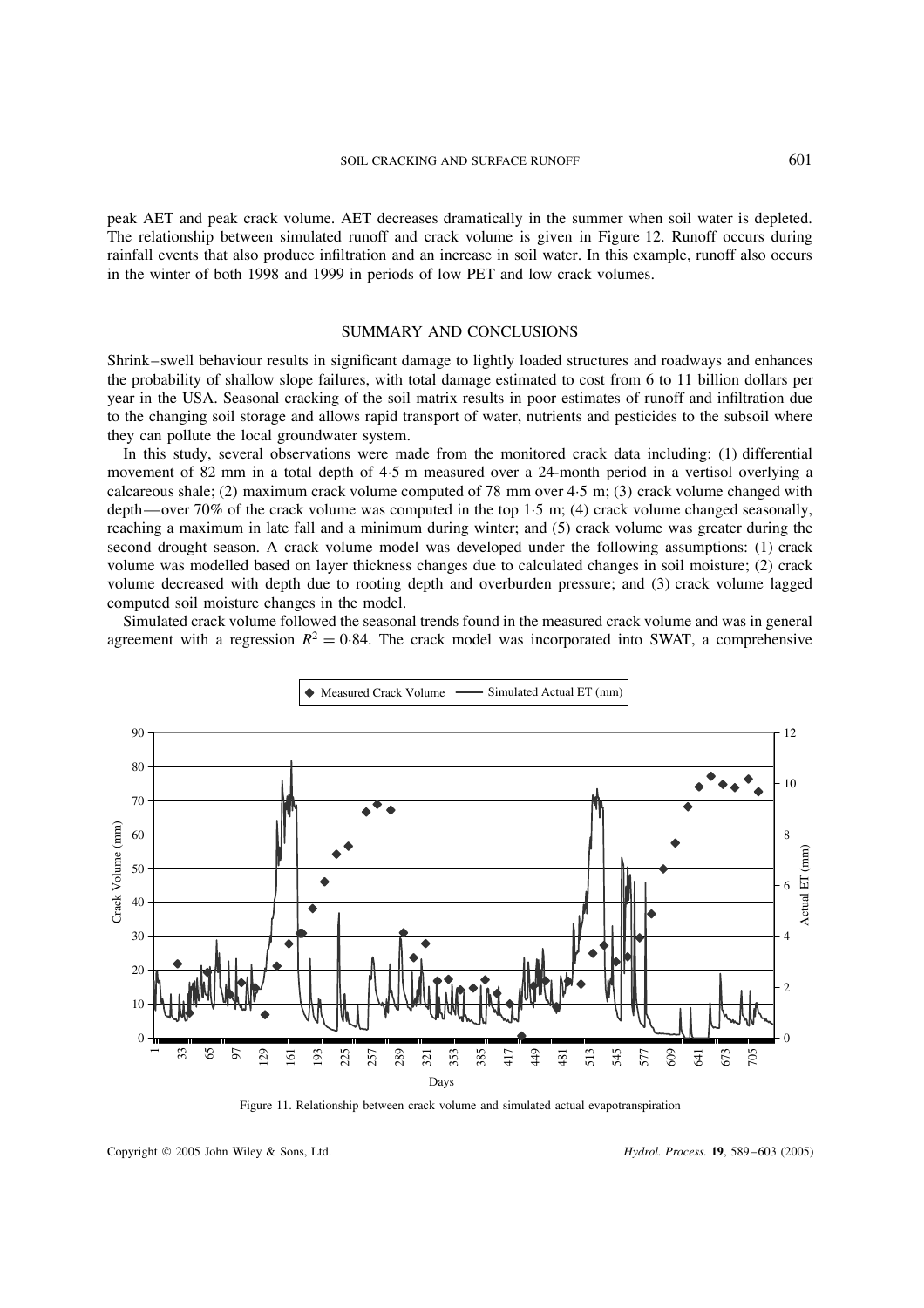peak AET and peak crack volume. AET decreases dramatically in the summer when soil water is depleted. The relationship between simulated runoff and crack volume is given in Figure 12. Runoff occurs during rainfall events that also produce infiltration and an increase in soil water. In this example, runoff also occurs in the winter of both 1998 and 1999 in periods of low PET and low crack volumes.

## SUMMARY AND CONCLUSIONS

Shrink–swell behaviour results in significant damage to lightly loaded structures and roadways and enhances the probability of shallow slope failures, with total damage estimated to cost from 6 to 11 billion dollars per year in the USA. Seasonal cracking of the soil matrix results in poor estimates of runoff and infiltration due to the changing soil storage and allows rapid transport of water, nutrients and pesticides to the subsoil where they can pollute the local groundwater system.

In this study, several observations were made from the monitored crack data including: (1) differential movement of 82 mm in a total depth of 4·5 m measured over a 24-month period in a vertisol overlying a calcareous shale; (2) maximum crack volume computed of 78 mm over 4·5 m; (3) crack volume changed with depth—over 70% of the crack volume was computed in the top 1·5 m; (4) crack volume changed seasonally, reaching a maximum in late fall and a minimum during winter; and (5) crack volume was greater during the second drought season. A crack volume model was developed under the following assumptions: (1) crack volume was modelled based on layer thickness changes due to calculated changes in soil moisture; (2) crack volume decreased with depth due to rooting depth and overburden pressure; and (3) crack volume lagged computed soil moisture changes in the model.

Simulated crack volume followed the seasonal trends found in the measured crack volume and was in general agreement with a regression $R^2 = 0{\cdot}84$. The crack model was incorporated into SWAT, a comprehensive

Figure 11. Relationship between crack volume and simulated actual evapotranspiration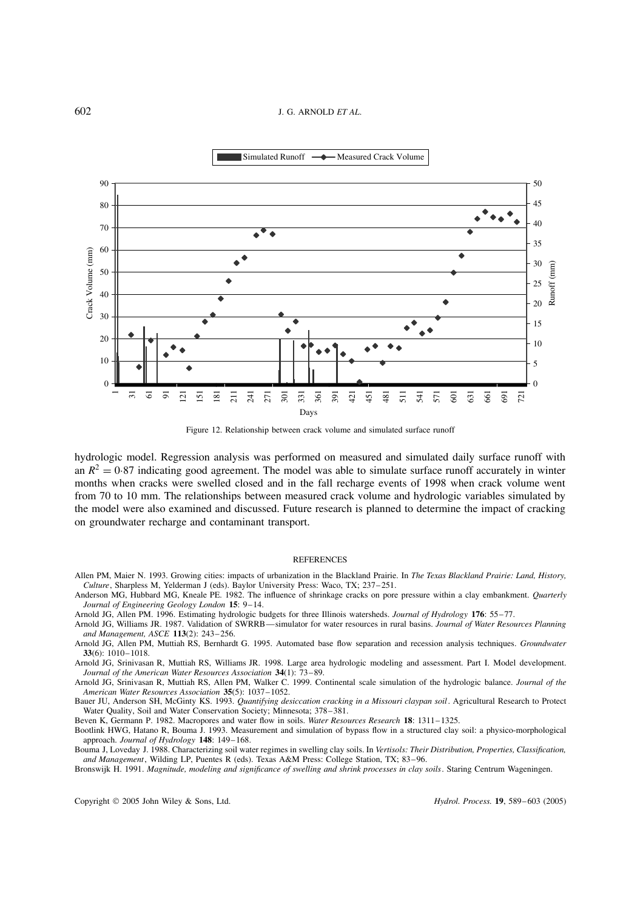Figure 12. Relationship between crack volume and simulated surface runoff

hydrologic model. Regression analysis was performed on measured and simulated daily surface runoff with an $R^2 = 0{\cdot}87$ indicating good agreement. The model was able to simulate surface runoff accurately in winter months when cracks were swelled closed and in the fall recharge events of 1998 when crack volume went from 70 to 10 mm. The relationships between measured crack volume and hydrologic variables simulated by the model were also examined and discussed. Future research is planned to determine the impact of cracking on groundwater recharge and contaminant transport.

## REFERENCES

Allen PM, Maier N. 1993. Growing cities: impacts of urbanization in the Blackland Prairie. In *The Texas Blackland Prairie: Land, History, Culture*, Sharpless M, Yelderman J (eds). Baylor University Press: Waco, TX; 237–251.

Anderson MG, Hubbard MG, Kneale PE. 1982. The influence of shrinkage cracks on pore pressure within a clay embankment. *Quarterly Journal of Engineering Geology London* **15**: 9–14.

Arnold JG, Allen PM. 1996. Estimating hydrologic budgets for three Illinois watersheds. *Journal of Hydrology* **176**: 55–77.

Arnold JG, Williams JR. 1987. Validation of SWRRB—simulator for water resources in rural basins. *Journal of Water Resources Planning and Management, ASCE* **113**(2): 243–256.

Arnold JG, Allen PM, Muttiah RS, Bernhardt G. 1995. Automated base flow separation and recession analysis techniques. *Groundwater* **33**(6): 1010–1018.

Arnold JG, Srinivasan R, Muttiah RS, Williams JR. 1998. Large area hydrologic modeling and assessment. Part I. Model development. *Journal of the American Water Resources Association* **34**(1): 73–89.

Arnold JG, Srinivasan R, Muttiah RS, Allen PM, Walker C. 1999. Continental scale simulation of the hydrologic balance. *Journal of the American Water Resources Association* **35**(5): 1037–1052.

Bauer JU, Anderson SH, McGinty KS. 1993. *Quantifying desiccation cracking in a Missouri claypan soil*. Agricultural Research to Protect Water Quality, Soil and Water Conservation Society; Minnesota; 378–381.

Beven K, Germann P. 1982. Macropores and water flow in soils. *Water Resources Research* **18**: 1311–1325.

Bootlink HWG, Hatano R, Bouma J. 1993. Measurement and simulation of bypass flow in a structured clay soil: a physico-morphological approach. *Journal of Hydrology* **148**: 149–168.

Bouma J, Loveday J. 1988. Characterizing soil water regimes in swelling clay soils. In *Vertisols: Their Distribution, Properties, Classification, and Management*, Wilding LP, Puentes R (eds). Texas A&M Press: College Station, TX; 83–96.

Bronswijk H. 1991. *Magnitude, modeling and significance of swelling and shrink processes in clay soils*. Staring Centrum Wageningen.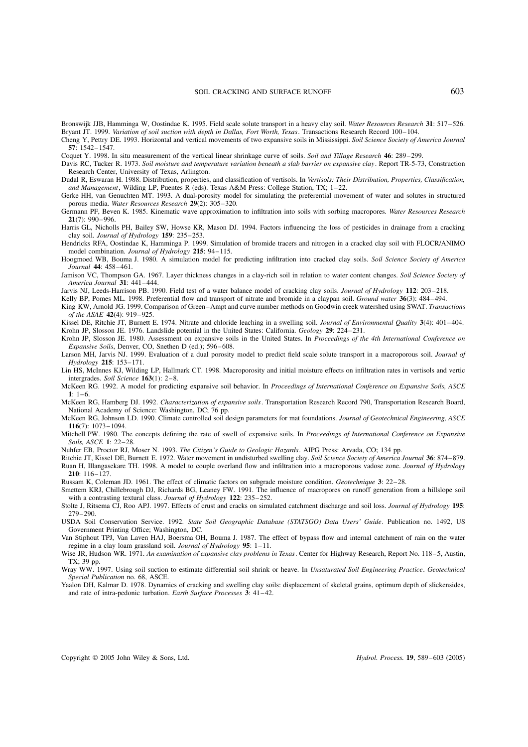Bronswijk JJB, Hamminga W, Oostindae K. 1995. Field scale solute transport in a heavy clay soil. *Water Resources Research* **31**: 517–526.

Bryant JT. 1999. *Variation of soil suction with depth in Dallas, Fort Worth, Texas*. Transactions Research Record 100–104.

Cheng Y, Pettry DE. 1993. Horizontal and vertical movements of two expansive soils in Mississippi. *Soil Science Society of America Journal* **57**: 1542–1547.

Coquet Y. 1998. In situ measurement of the vertical linear shrinkage curve of soils. *Soil and Tillage Research* **46**: 289–299.

Davis RC, Tucker R. 1973. *Soil moisture and temperature variation beneath a slab barrier on expansive clay*. Report TR-5-73, Construction Research Center, University of Texas, Arlington.

Dudal R, Eswaran H. 1988. Distribution, properties, and classification of vertisols. In *Vertisols: Their Distribution, Properties, Classification, and Management*, Wilding LP, Puentes R (eds). Texas A&M Press: College Station, TX; 1–22.

Gerke HH, van Genuchten MT. 1993. A dual-porosity model for simulating the preferential movement of water and solutes in structured porous media. *Water Resources Research* **29**(2): 305–320.

Germann PF, Beven K. 1985. Kinematic wave approximation to infiltration into soils with sorbing macropores. *Water Resources Research* **21**(7): 990–996.

Harris GL, Nicholls PH, Bailey SW, Howse KR, Mason DJ. 1994. Factors influencing the loss of pesticides in drainage from a cracking clay soil. *Journal of Hydrology* **159**: 235–253.

Hendricks RFA, Oostindae K, Hamminga P. 1999. Simulation of bromide tracers and nitrogen in a cracked clay soil with FLOCR/ANIMO model combination. *Journal of Hydrology* **215**: 94–115.

Hoogmoed WB, Bouma J. 1980. A simulation model for predicting infiltration into cracked clay soils. *Soil Science Society of America Journal* **44**: 458–461.

Jamison VC, Thompson GA. 1967. Layer thickness changes in a clay-rich soil in relation to water content changes. *Soil Science Society of America Journal* **31**: 441–444.

Jarvis NJ, Leeds-Harrison PB. 1990. Field test of a water balance model of cracking clay soils. *Journal of Hydrology* **112**: 203–218.

Kelly BP, Pomes ML. 1998. Preferential flow and transport of nitrate and bromide in a claypan soil. *Ground water* **36**(3): 484–494.

King KW, Arnold JG. 1999. Comparison of Green–Ampt and curve number methods on Goodwin creek watershed using SWAT. *Transactions of the ASAE* **42**(4): 919–925.

Kissel DE, Ritchie JT, Burnett E. 1974. Nitrate and chloride leaching in a swelling soil. *Journal of Environmental Quality* **3**(4): 401–404.

Krohn JP, Slosson JE. 1976. Landslide potential in the United States: California. *Geology* **29**: 224–231.

Krohn JP, Slosson JE. 1980. Assessment on expansive soils in the United States. In *Proceedings of the 4th International Conference on Expansive Soils*, Denver, CO, Snethen D (ed.); 596–608.

Larson MH, Jarvis NJ. 1999. Evaluation of a dual porosity model to predict field scale solute transport in a macroporous soil. *Journal of Hydrology* **215**: 153–171.

Lin HS, McInnes KJ, Wilding LP, Hallmark CT. 1998. Macroporosity and initial moisture effects on infiltration rates in vertisols and vertic intergrades. *Soil Science* **163**(1): 2–8.

McKeen RG. 1992. A model for predicting expansive soil behavior. In *Proceedings of International Conference on Expansive Soils, ASCE* **1**: 1–6.

McKeen RG, Hamberg DJ. 1992. *Characterization of expansive soils*. Transportation Research Record 790, Transportation Research Board, National Academy of Science: Washington, DC; 76 pp.

McKeen RG, Johnson LD. 1990. Climate controlled soil design parameters for mat foundations. *Journal of Geotechnical Engineering, ASCE* **116**(7): 1073–1094.

Mitchell PW. 1980. The concepts defining the rate of swell of expansive soils. In *Proceedings of International Conference on Expansive Soils, ASCE* **1**: 22–28.

Nuhfer EB, Proctor RJ, Moser N. 1993. *The Citizen's Guide to Geologic Hazards*. AIPG Press: Arvada, CO; 134 pp.

Ritchie JT, Kissel DE, Burnett E. 1972. Water movement in undisturbed swelling clay. *Soil Science Society of America Journal* **36**: 874–879.

Ruan H, Illangasekare TH. 1998. A model to couple overland flow and infiltration into a macroporous vadose zone. *Journal of Hydrology* **210**: 116–127.

Russam K, Coleman JD. 1961. The effect of climatic factors on subgrade moisture condition. *Geotechnique* **3**: 22–28.

Smettem KRJ, Chillebrough DJ, Richards BG, Leaney FW. 1991. The influence of macropores on runoff generation from a hillslope soil with a contrasting textural class. *Journal of Hydrology* **122**: 235–252.

Stolte J, Ritsema CJ, Roo APJ. 1997. Effects of crust and cracks on simulated catchment discharge and soil loss. *Journal of Hydrology* **195**: 279–290.

USDA Soil Conservation Service. 1992. *State Soil Geographic Database (STATSGO) Data Users' Guide*. Publication no. 1492, US Government Printing Office; Washington, DC.

Van Stiphout TPJ, Van Laven HAJ, Boersma OH, Bouma J. 1987. The effect of bypass flow and internal catchment of rain on the water regime in a clay loam grassland soil. *Journal of Hydrology* **95**: 1–11.

Wise JR, Hudson WR. 1971. *An examination of expansive clay problems in Texas*. Center for Highway Research, Report No. 118–5, Austin, TX; 39 pp.

Wray WW. 1997. Using soil suction to estimate differential soil shrink or heave. In *Unsaturated Soil Engineering Practice*. *Geotechnical Special Publication* no. 68, ASCE.

Yaalon DH, Kalmar D. 1978. Dynamics of cracking and swelling clay soils: displacement of skeletal grains, optimum depth of slickensides, and rate of intra-pedonic turbation. *Earth Surface Processes* **3**: 41–42.